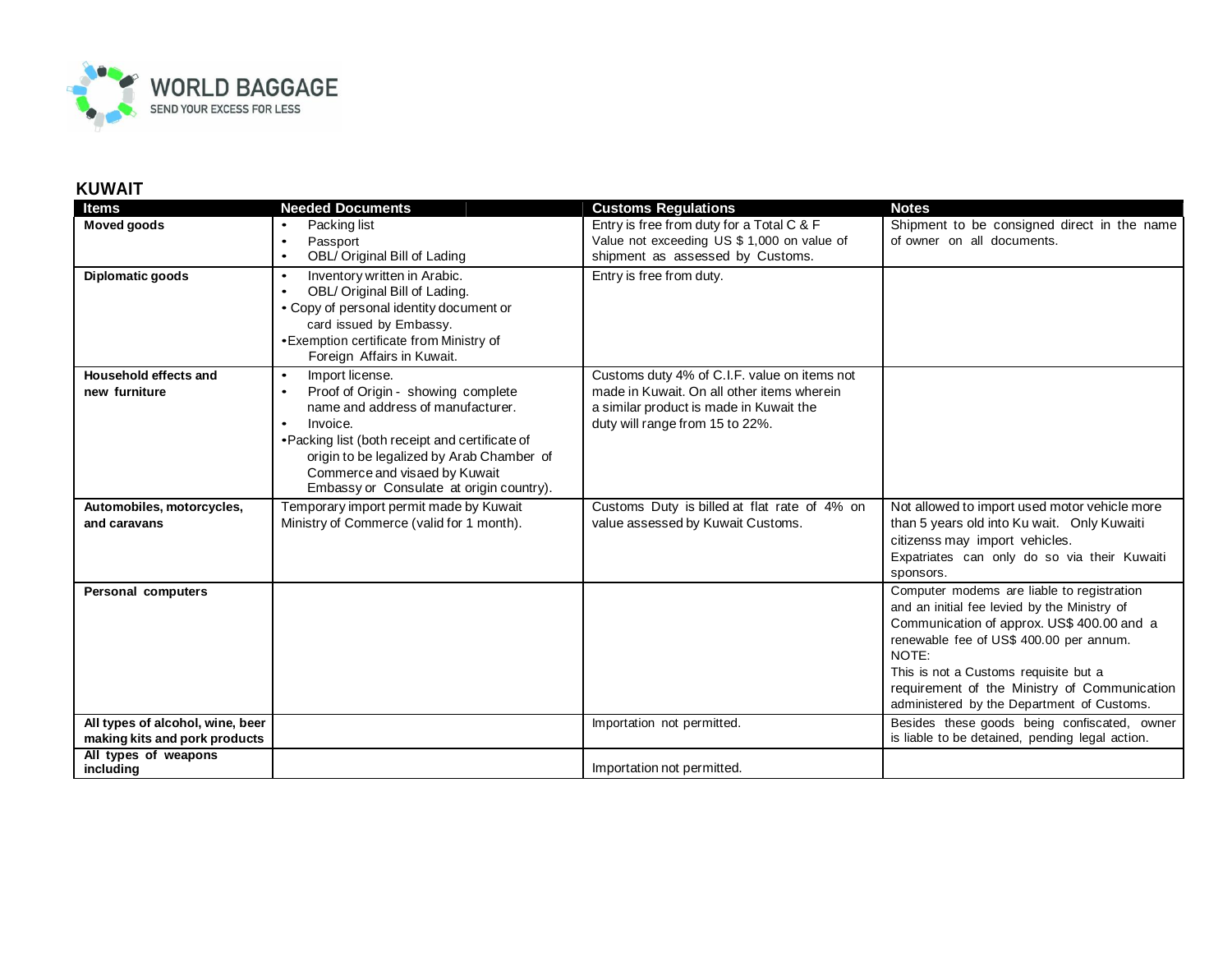## KUWAIT

| Items | Needed Documents | Customs Regulations | Notes |
|---|---|---|---|
| **Moved goods** | • Packing list<br>• Passport<br>• OBL/ Original Bill of Lading | Entry is free from duty for a Total C & F Value not exceeding US $ 1,000 on value of shipment as assessed by Customs. | Shipment to be consigned direct in the name of owner on all documents. |
| **Diplomatic goods** | • Inventory written in Arabic.<br>• OBL/ Original Bill of Lading.<br>• Copy of personal identity document or card issued by Embassy.<br>• Exemption certificate from Ministry of Foreign Affairs in Kuwait. | Entry is free from duty. | |
| **Household effects and new furniture** | • Import license.<br>• Proof of Origin - showing complete name and address of manufacturer.<br>• Invoice.<br>• Packing list (both receipt and certificate of origin to be legalized by Arab Chamber of Commerce and visaed by Kuwait Embassy or Consulate at origin country). | Customs duty 4% of C.I.F. value on items not made in Kuwait. On all other items wherein a similar product is made in Kuwait the duty will range from 15 to 22%. | |
| **Automobiles, motorcycles, and caravans** | Temporary import permit made by Kuwait Ministry of Commerce (valid for 1 month). | Customs Duty is billed at flat rate of 4% on value assessed by Kuwait Customs. | Not allowed to import used motor vehicle more than 5 years old into Ku wait. Only Kuwaiti citizenss may import vehicles.<br>Expatriates can only do so via their Kuwaiti sponsors. |
| **Personal computers** | | | Computer modems are liable to registration and an initial fee levied by the Ministry of Communication of approx. US$ 400.00 and a renewable fee of US$ 400.00 per annum.<br>NOTE:<br>This is not a Customs requisite but a requirement of the Ministry of Communication administered by the Department of Customs. |
| **All types of alcohol, wine, beer making kits and pork products** | | Importation not permitted. | Besides these goods being confiscated, owner is liable to be detained, pending legal action. |
| **All types of weapons including** | | Importation not permitted. | |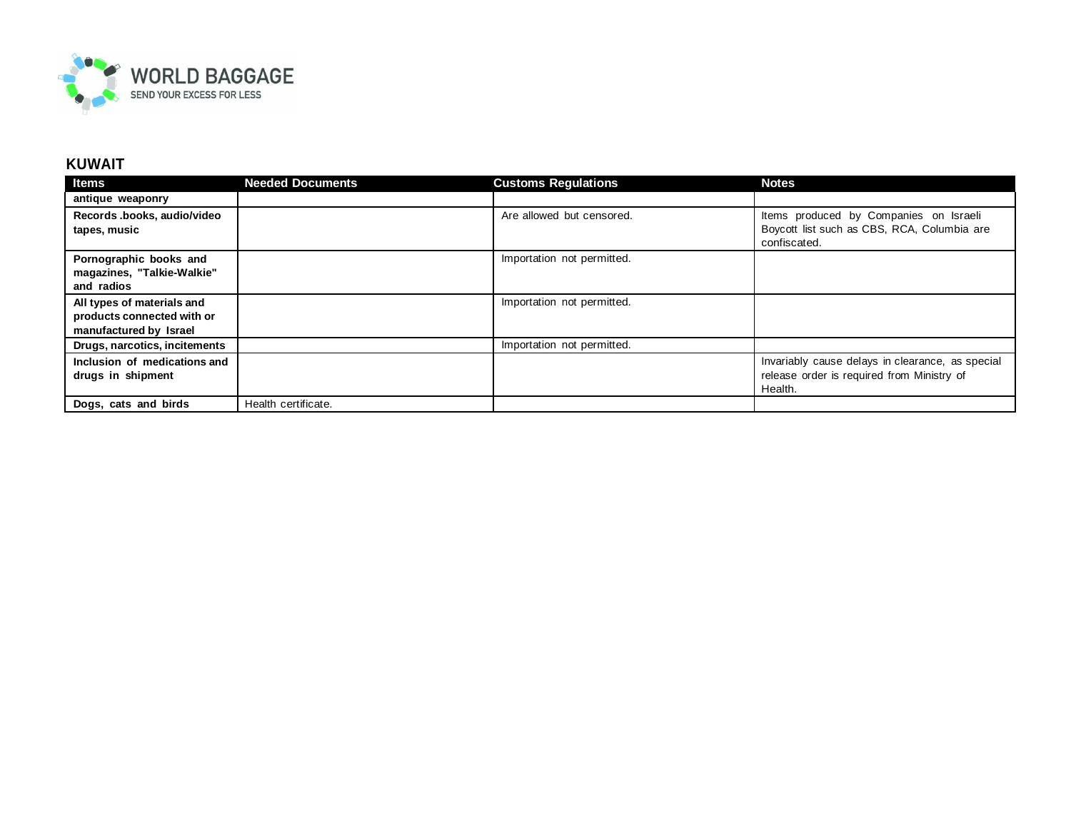## KUWAIT

| Items | Needed Documents | Customs Regulations | Notes |
|---|---|---|---|
| **antique weaponry** | | | |
| **Records .books, audio/video tapes, music** | | Are allowed but censored. | Items produced by Companies on Israeli Boycott list such as CBS, RCA, Columbia are confiscated. |
| **Pornographic books and magazines, "Talkie-Walkie" and radios** | | Importation not permitted. | |
| **All types of materials and products connected with or manufactured by Israel** | | Importation not permitted. | |
| **Drugs, narcotics, incitements** | | Importation not permitted. | |
| **Inclusion of medications and drugs in shipment** | | | Invariably cause delays in clearance, as special release order is required from Ministry of Health. |
| **Dogs, cats and birds** | Health certificate. | | |